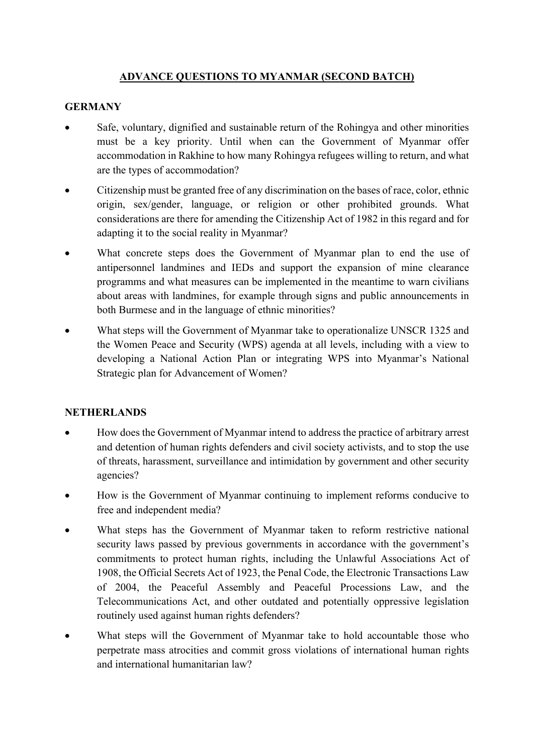# ADVANCE QUESTIONS TO MYANMAR (SECOND BATCH)

## GERMANY

- Safe, voluntary, dignified and sustainable return of the Rohingya and other minorities must be a key priority. Until when can the Government of Myanmar offer accommodation in Rakhine to how many Rohingya refugees willing to return, and what are the types of accommodation?
- Citizenship must be granted free of any discrimination on the bases of race, color, ethnic origin, sex/gender, language, or religion or other prohibited grounds. What considerations are there for amending the Citizenship Act of 1982 in this regard and for adapting it to the social reality in Myanmar?
- What concrete steps does the Government of Myanmar plan to end the use of antipersonnel landmines and IEDs and support the expansion of mine clearance programms and what measures can be implemented in the meantime to warn civilians about areas with landmines, for example through signs and public announcements in both Burmese and in the language of ethnic minorities?
- What steps will the Government of Myanmar take to operationalize UNSCR 1325 and the Women Peace and Security (WPS) agenda at all levels, including with a view to developing a National Action Plan or integrating WPS into Myanmar's National Strategic plan for Advancement of Women?

## NETHERLANDS

- How does the Government of Myanmar intend to address the practice of arbitrary arrest and detention of human rights defenders and civil society activists, and to stop the use of threats, harassment, surveillance and intimidation by government and other security agencies?
- How is the Government of Myanmar continuing to implement reforms conducive to free and independent media?
- What steps has the Government of Myanmar taken to reform restrictive national security laws passed by previous governments in accordance with the government's commitments to protect human rights, including the Unlawful Associations Act of 1908, the Official Secrets Act of 1923, the Penal Code, the Electronic Transactions Law of 2004, the Peaceful Assembly and Peaceful Processions Law, and the Telecommunications Act, and other outdated and potentially oppressive legislation routinely used against human rights defenders?
- What steps will the Government of Myanmar take to hold accountable those who perpetrate mass atrocities and commit gross violations of international human rights and international humanitarian law?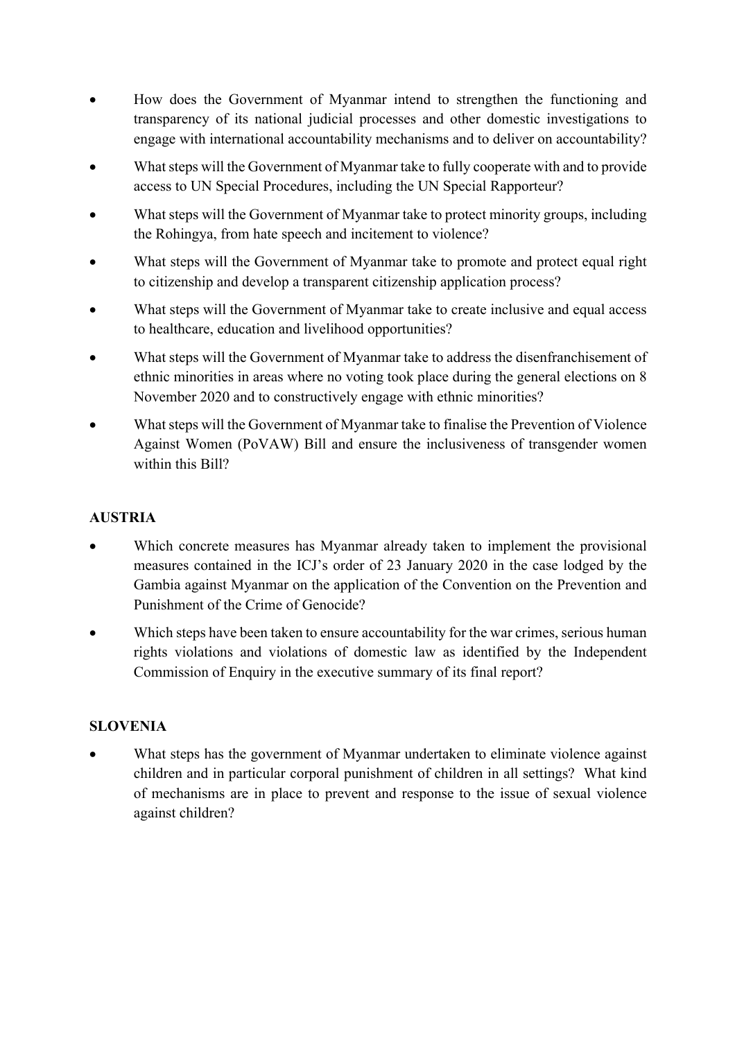- How does the Government of Myanmar intend to strengthen the functioning and transparency of its national judicial processes and other domestic investigations to engage with international accountability mechanisms and to deliver on accountability?
- What steps will the Government of Myanmar take to fully cooperate with and to provide access to UN Special Procedures, including the UN Special Rapporteur?
- What steps will the Government of Myanmar take to protect minority groups, including the Rohingya, from hate speech and incitement to violence?
- What steps will the Government of Myanmar take to promote and protect equal right to citizenship and develop a transparent citizenship application process?
- What steps will the Government of Myanmar take to create inclusive and equal access to healthcare, education and livelihood opportunities?
- What steps will the Government of Myanmar take to address the disenfranchisement of ethnic minorities in areas where no voting took place during the general elections on 8 November 2020 and to constructively engage with ethnic minorities?
- What steps will the Government of Myanmar take to finalise the Prevention of Violence Against Women (PoVAW) Bill and ensure the inclusiveness of transgender women within this Bill?

**AUSTRIA**

- Which concrete measures has Myanmar already taken to implement the provisional measures contained in the ICJ's order of 23 January 2020 in the case lodged by the Gambia against Myanmar on the application of the Convention on the Prevention and Punishment of the Crime of Genocide?
- Which steps have been taken to ensure accountability for the war crimes, serious human rights violations and violations of domestic law as identified by the Independent Commission of Enquiry in the executive summary of its final report?

**SLOVENIA**

- What steps has the government of Myanmar undertaken to eliminate violence against children and in particular corporal punishment of children in all settings? What kind of mechanisms are in place to prevent and response to the issue of sexual violence against children?